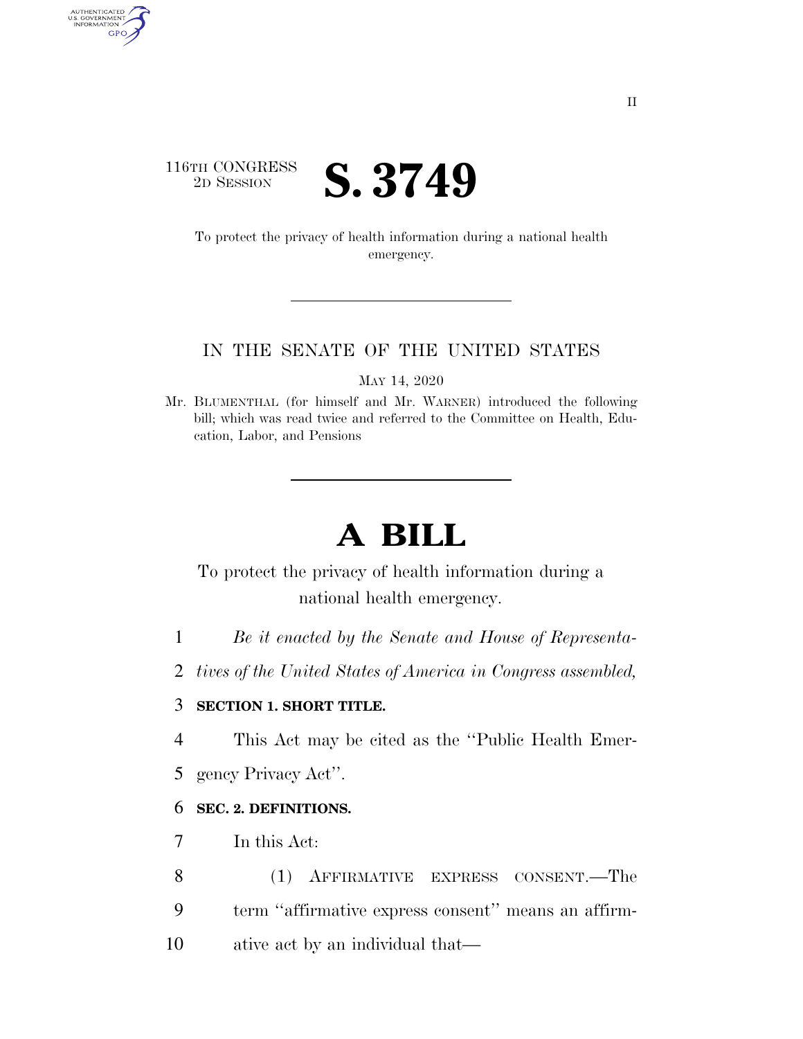116TH CONGRESS
2D SESSION

# S. 3749

To protect the privacy of health information during a national health emergency.

IN THE SENATE OF THE UNITED STATES

MAY 14, 2020

Mr. BLUMENTHAL (for himself and Mr. WARNER) introduced the following bill; which was read twice and referred to the Committee on Health, Education, Labor, and Pensions

# A BILL

To protect the privacy of health information during a national health emergency.

1 *Be it enacted by the Senate and House of Representa-*
2 *tives of the United States of America in Congress assembled,*

3 **SECTION 1. SHORT TITLE.**

4 This Act may be cited as the ''Public Health Emer-
5 gency Privacy Act''.

6 **SEC. 2. DEFINITIONS.**

7 In this Act:

8 (1) AFFIRMATIVE EXPRESS CONSENT.—The
9 term ''affirmative express consent'' means an affirm-
10 ative act by an individual that—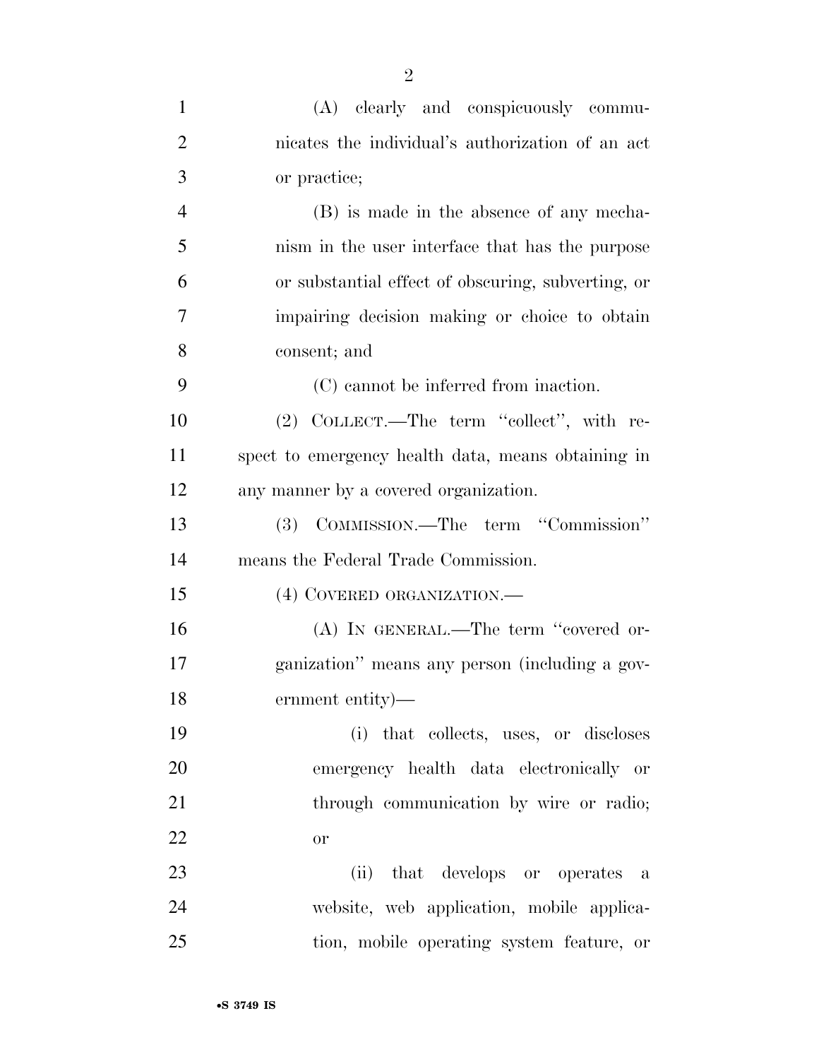(A) clearly and conspicuously communicates the individual's authorization of an act or practice;

(B) is made in the absence of any mechanism in the user interface that has the purpose or substantial effect of obscuring, subverting, or impairing decision making or choice to obtain consent; and

(C) cannot be inferred from inaction.

(2) COLLECT.—The term "collect", with respect to emergency health data, means obtaining in any manner by a covered organization.

(3) COMMISSION.—The term "Commission" means the Federal Trade Commission.

(4) COVERED ORGANIZATION.—

(A) IN GENERAL.—The term "covered organization" means any person (including a government entity)—

(i) that collects, uses, or discloses emergency health data electronically or through communication by wire or radio; or

(ii) that develops or operates a website, web application, mobile application, mobile operating system feature, or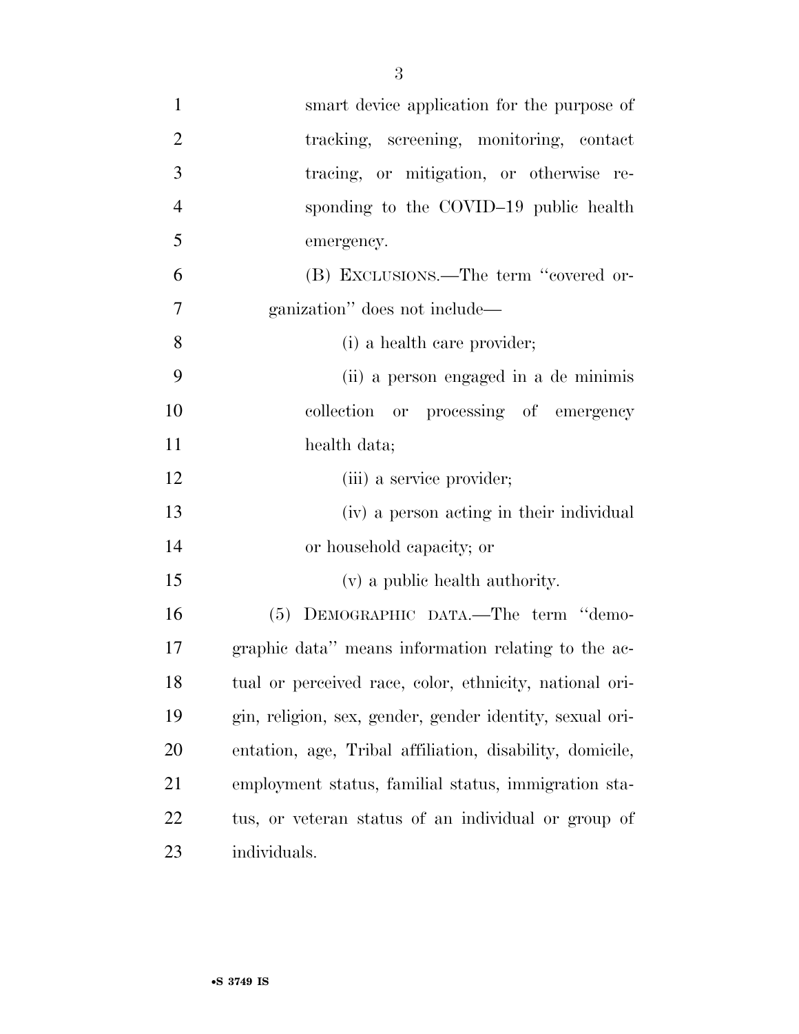smart device application for the purpose of tracking, screening, monitoring, contact tracing, or mitigation, or otherwise responding to the COVID–19 public health emergency.

(B) EXCLUSIONS.—The term ''covered organization'' does not include—

(i) a health care provider;

(ii) a person engaged in a de minimis collection or processing of emergency health data;

(iii) a service provider;

(iv) a person acting in their individual or household capacity; or

(v) a public health authority.

(5) DEMOGRAPHIC DATA.—The term ''demographic data'' means information relating to the actual or perceived race, color, ethnicity, national origin, religion, sex, gender, gender identity, sexual orientation, age, Tribal affiliation, disability, domicile, employment status, familial status, immigration status, or veteran status of an individual or group of individuals.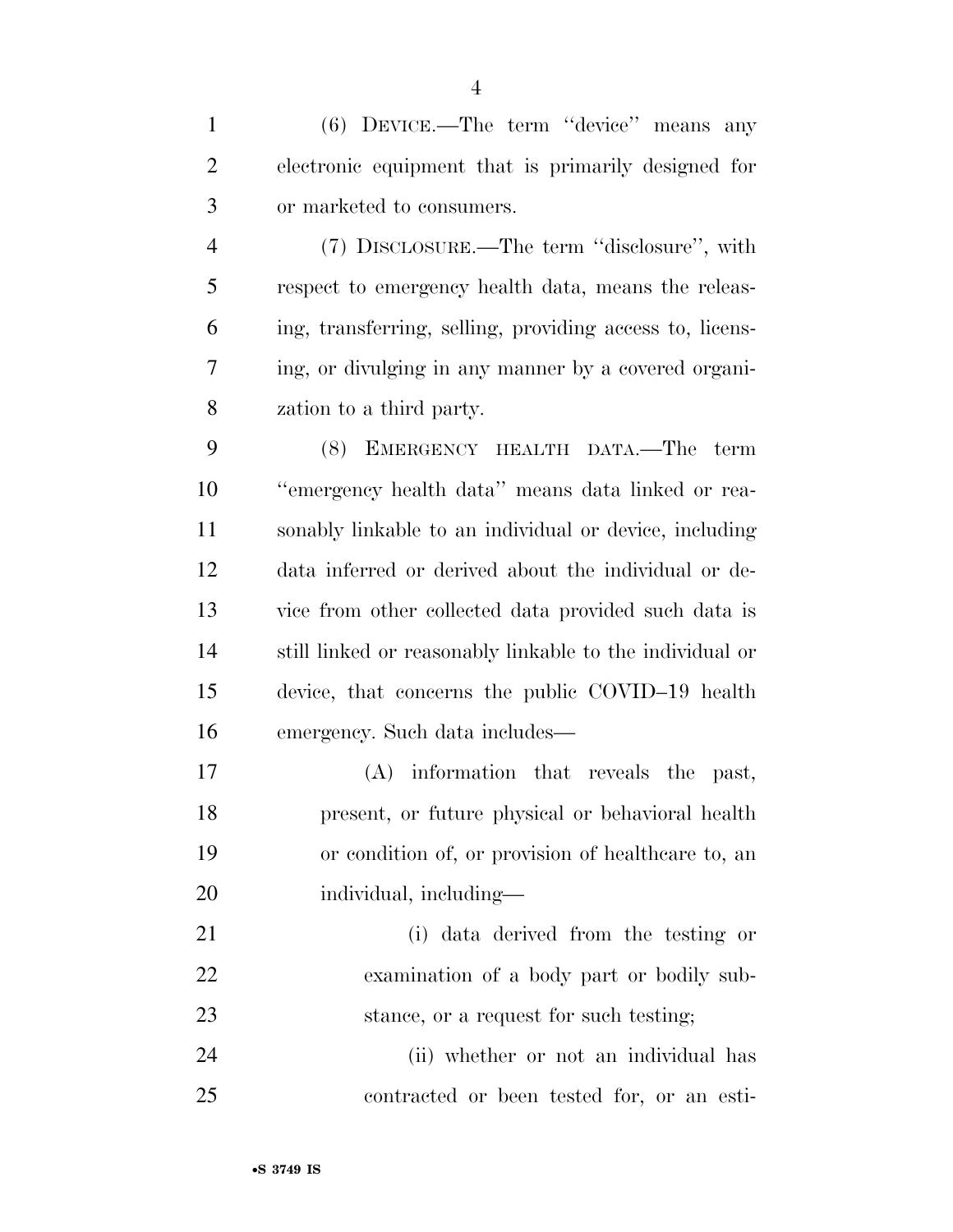(6) DEVICE.—The term ''device'' means any electronic equipment that is primarily designed for or marketed to consumers.

(7) DISCLOSURE.—The term ''disclosure'', with respect to emergency health data, means the releasing, transferring, selling, providing access to, licensing, or divulging in any manner by a covered organization to a third party.

(8) EMERGENCY HEALTH DATA.—The term ''emergency health data'' means data linked or reasonably linkable to an individual or device, including data inferred or derived about the individual or device from other collected data provided such data is still linked or reasonably linkable to the individual or device, that concerns the public COVID–19 health emergency. Such data includes—

(A) information that reveals the past, present, or future physical or behavioral health or condition of, or provision of healthcare to, an individual, including—

(i) data derived from the testing or examination of a body part or bodily substance, or a request for such testing;

(ii) whether or not an individual has contracted or been tested for, or an esti-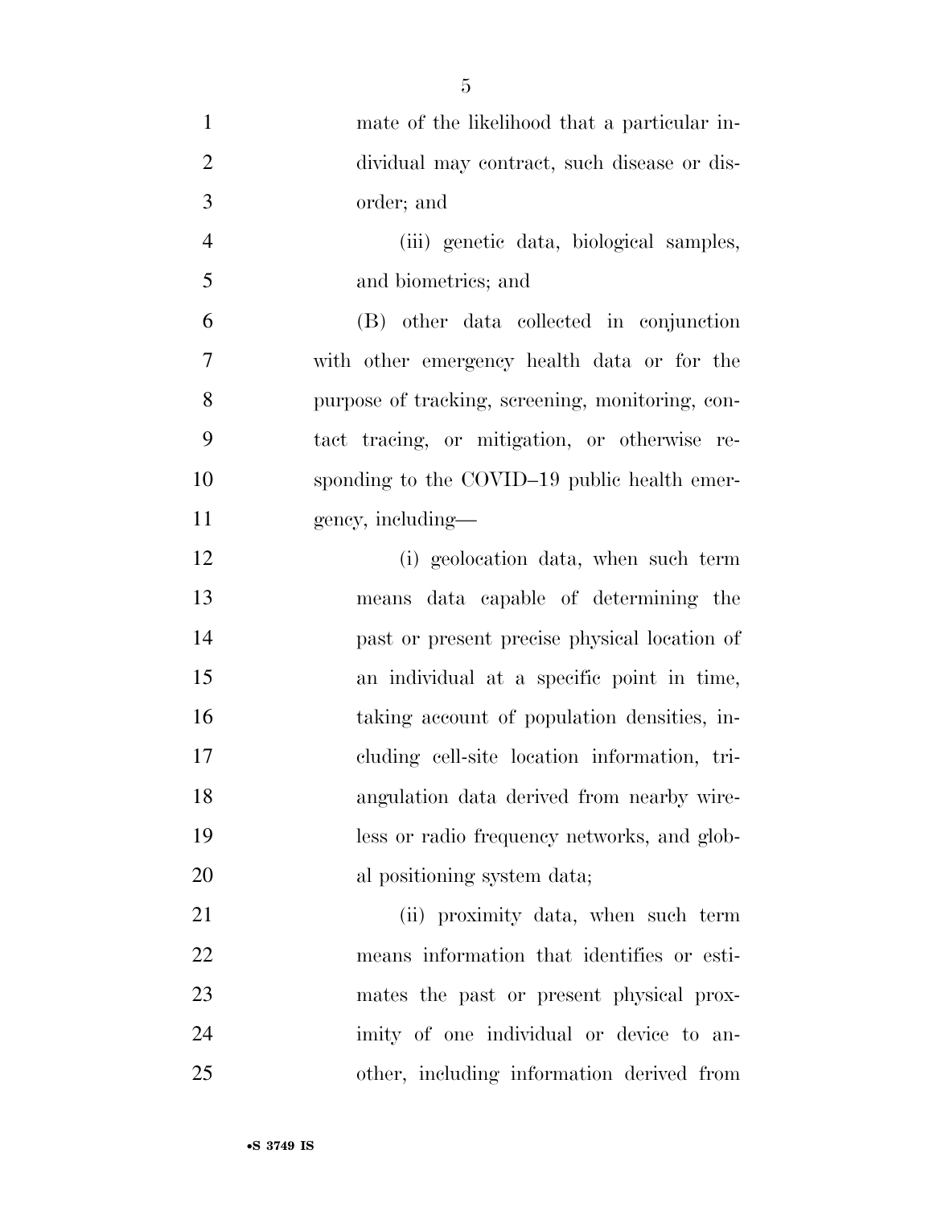mate of the likelihood that a particular individual may contract, such disease or disorder; and

(iii) genetic data, biological samples, and biometrics; and

(B) other data collected in conjunction with other emergency health data or for the purpose of tracking, screening, monitoring, contact tracing, or mitigation, or otherwise responding to the COVID–19 public health emergency, including—

(i) geolocation data, when such term means data capable of determining the past or present precise physical location of an individual at a specific point in time, taking account of population densities, including cell-site location information, triangulation data derived from nearby wireless or radio frequency networks, and global positioning system data;

(ii) proximity data, when such term means information that identifies or estimates the past or present physical proximity of one individual or device to another, including information derived from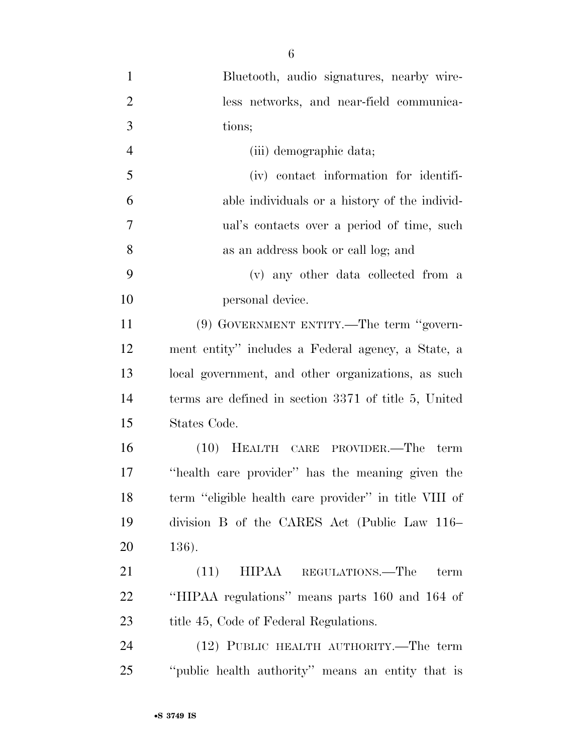Bluetooth, audio signatures, nearby wireless networks, and near-field communications;

(iii) demographic data;

(iv) contact information for identifiable individuals or a history of the individual's contacts over a period of time, such as an address book or call log; and

(v) any other data collected from a personal device.

(9) GOVERNMENT ENTITY.—The term "government entity" includes a Federal agency, a State, a local government, and other organizations, as such terms are defined in section 3371 of title 5, United States Code.

(10) HEALTH CARE PROVIDER.—The term "health care provider" has the meaning given the term "eligible health care provider" in title VIII of division B of the CARES Act (Public Law 116–136).

(11) HIPAA REGULATIONS.—The term "HIPAA regulations" means parts 160 and 164 of title 45, Code of Federal Regulations.

(12) PUBLIC HEALTH AUTHORITY.—The term "public health authority" means an entity that is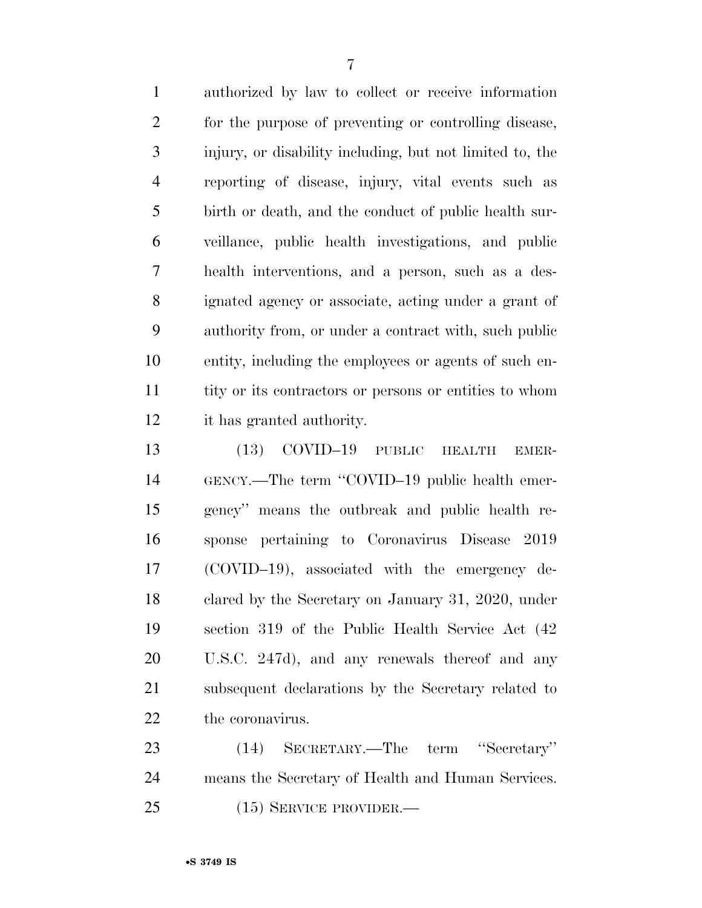authorized by law to collect or receive information for the purpose of preventing or controlling disease, injury, or disability including, but not limited to, the reporting of disease, injury, vital events such as birth or death, and the conduct of public health surveillance, public health investigations, and public health interventions, and a person, such as a designated agency or associate, acting under a grant of authority from, or under a contract with, such public entity, including the employees or agents of such entity or its contractors or persons or entities to whom it has granted authority.

(13) COVID–19 PUBLIC HEALTH EMERGENCY.—The term ''COVID–19 public health emergency'' means the outbreak and public health response pertaining to Coronavirus Disease 2019 (COVID–19), associated with the emergency declared by the Secretary on January 31, 2020, under section 319 of the Public Health Service Act (42 U.S.C. 247d), and any renewals thereof and any subsequent declarations by the Secretary related to the coronavirus.

(14) SECRETARY.—The term ''Secretary'' means the Secretary of Health and Human Services.

(15) SERVICE PROVIDER.—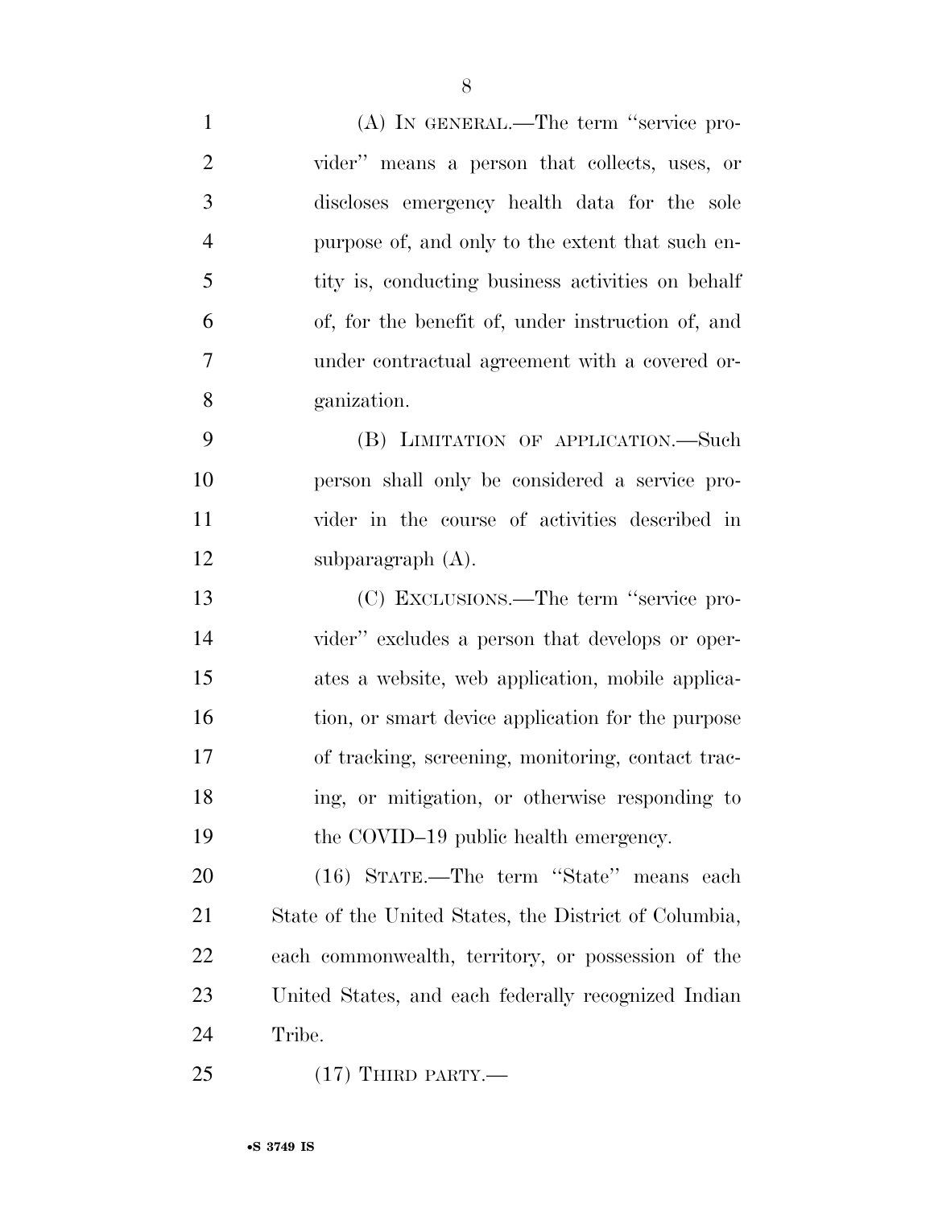(A) IN GENERAL.—The term "service provider" means a person that collects, uses, or discloses emergency health data for the sole purpose of, and only to the extent that such entity is, conducting business activities on behalf of, for the benefit of, under instruction of, and under contractual agreement with a covered organization.

(B) LIMITATION OF APPLICATION.—Such person shall only be considered a service provider in the course of activities described in subparagraph (A).

(C) EXCLUSIONS.—The term "service provider" excludes a person that develops or operates a website, web application, mobile application, or smart device application for the purpose of tracking, screening, monitoring, contact tracing, or mitigation, or otherwise responding to the COVID–19 public health emergency.

(16) STATE.—The term "State" means each State of the United States, the District of Columbia, each commonwealth, territory, or possession of the United States, and each federally recognized Indian Tribe.

(17) THIRD PARTY.—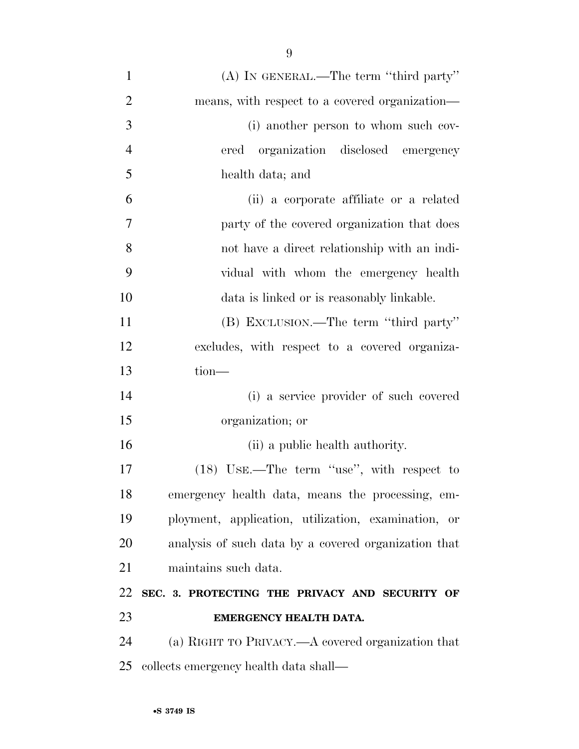(A) IN GENERAL.—The term ''third party'' means, with respect to a covered organization—

(i) another person to whom such covered organization disclosed emergency health data; and

(ii) a corporate affiliate or a related party of the covered organization that does not have a direct relationship with an individual with whom the emergency health data is linked or is reasonably linkable.

(B) EXCLUSION.—The term ''third party'' excludes, with respect to a covered organization—

(i) a service provider of such covered organization; or

(ii) a public health authority.

(18) USE.—The term ''use'', with respect to emergency health data, means the processing, employment, application, utilization, examination, or analysis of such data by a covered organization that maintains such data.

## SEC. 3. PROTECTING THE PRIVACY AND SECURITY OF EMERGENCY HEALTH DATA.

(a) RIGHT TO PRIVACY.—A covered organization that collects emergency health data shall—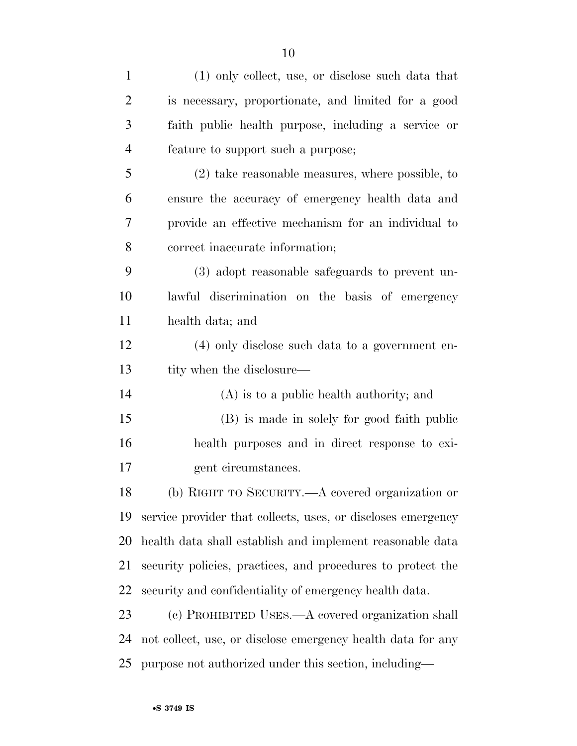(1) only collect, use, or disclose such data that is necessary, proportionate, and limited for a good faith public health purpose, including a service or feature to support such a purpose;

(2) take reasonable measures, where possible, to ensure the accuracy of emergency health data and provide an effective mechanism for an individual to correct inaccurate information;

(3) adopt reasonable safeguards to prevent unlawful discrimination on the basis of emergency health data; and

(4) only disclose such data to a government entity when the disclosure—

(A) is to a public health authority; and

(B) is made in solely for good faith public health purposes and in direct response to exigent circumstances.

(b) RIGHT TO SECURITY.—A covered organization or service provider that collects, uses, or discloses emergency health data shall establish and implement reasonable data security policies, practices, and procedures to protect the security and confidentiality of emergency health data.

(c) PROHIBITED USES.—A covered organization shall not collect, use, or disclose emergency health data for any purpose not authorized under this section, including—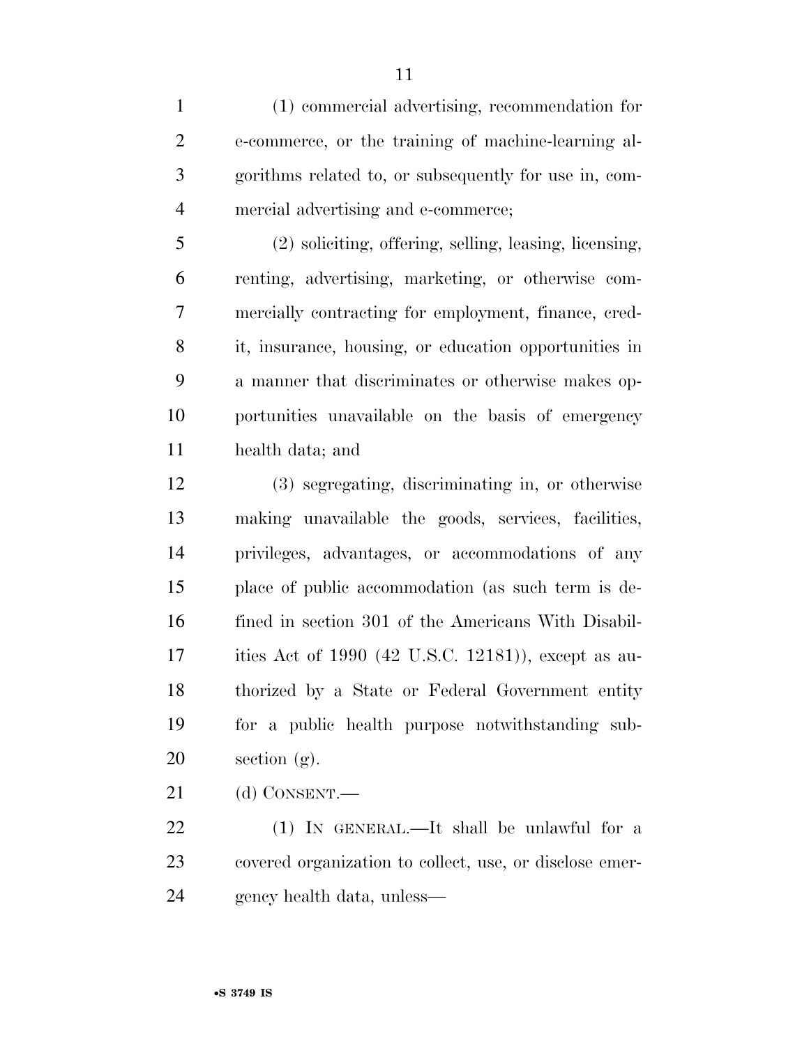(1) commercial advertising, recommendation for e-commerce, or the training of machine-learning algorithms related to, or subsequently for use in, commercial advertising and e-commerce;

(2) soliciting, offering, selling, leasing, licensing, renting, advertising, marketing, or otherwise commercially contracting for employment, finance, credit, insurance, housing, or education opportunities in a manner that discriminates or otherwise makes opportunities unavailable on the basis of emergency health data; and

(3) segregating, discriminating in, or otherwise making unavailable the goods, services, facilities, privileges, advantages, or accommodations of any place of public accommodation (as such term is defined in section 301 of the Americans With Disabilities Act of 1990 (42 U.S.C. 12181)), except as authorized by a State or Federal Government entity for a public health purpose notwithstanding subsection (g).

(d) CONSENT.—

(1) IN GENERAL.—It shall be unlawful for a covered organization to collect, use, or disclose emergency health data, unless—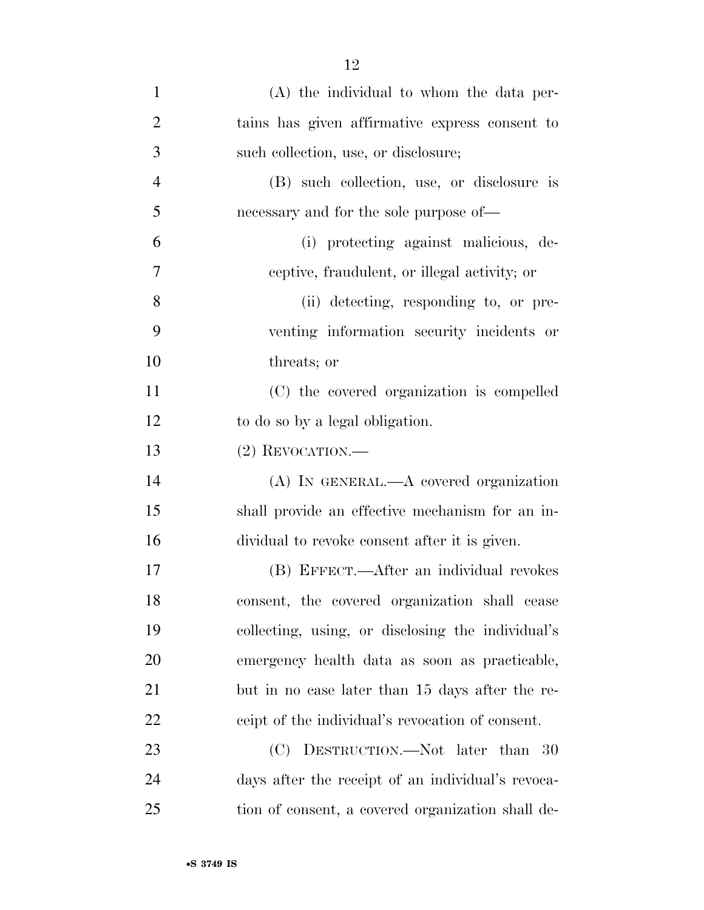(A) the individual to whom the data pertains has given affirmative express consent to such collection, use, or disclosure;

(B) such collection, use, or disclosure is necessary and for the sole purpose of—

(i) protecting against malicious, deceptive, fraudulent, or illegal activity; or

(ii) detecting, responding to, or preventing information security incidents or threats; or

(C) the covered organization is compelled to do so by a legal obligation.

(2) REVOCATION.—

(A) IN GENERAL.—A covered organization shall provide an effective mechanism for an individual to revoke consent after it is given.

(B) EFFECT.—After an individual revokes consent, the covered organization shall cease collecting, using, or disclosing the individual's emergency health data as soon as practicable, but in no case later than 15 days after the receipt of the individual's revocation of consent.

(C) DESTRUCTION.—Not later than 30 days after the receipt of an individual's revocation of consent, a covered organization shall de-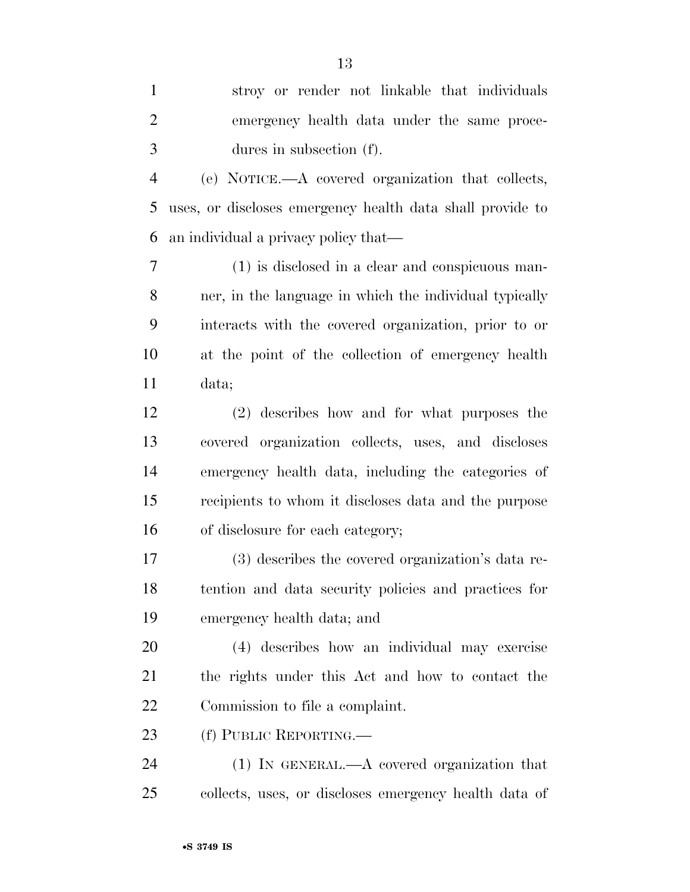stroy or render not linkable that individuals emergency health data under the same procedures in subsection (f).

(e) NOTICE.—A covered organization that collects, uses, or discloses emergency health data shall provide to an individual a privacy policy that—

(1) is disclosed in a clear and conspicuous manner, in the language in which the individual typically interacts with the covered organization, prior to or at the point of the collection of emergency health data;

(2) describes how and for what purposes the covered organization collects, uses, and discloses emergency health data, including the categories of recipients to whom it discloses data and the purpose of disclosure for each category;

(3) describes the covered organization's data retention and data security policies and practices for emergency health data; and

(4) describes how an individual may exercise the rights under this Act and how to contact the Commission to file a complaint.

(f) PUBLIC REPORTING.—

(1) IN GENERAL.—A covered organization that collects, uses, or discloses emergency health data of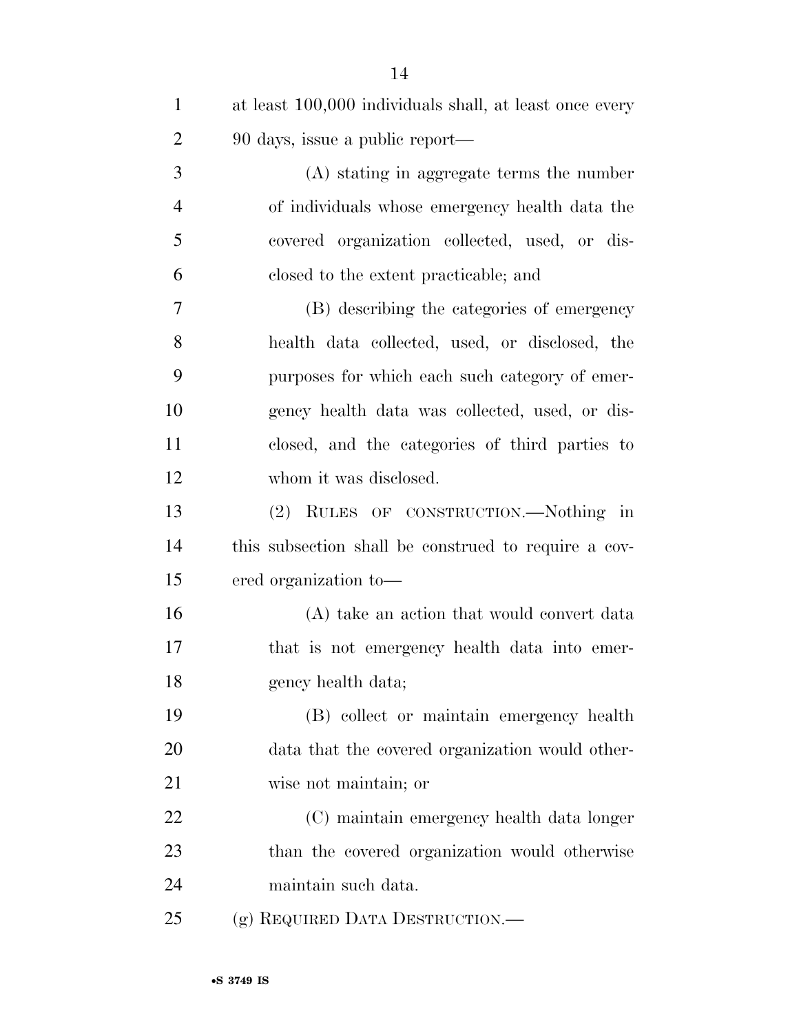at least 100,000 individuals shall, at least once every 90 days, issue a public report—

(A) stating in aggregate terms the number of individuals whose emergency health data the covered organization collected, used, or disclosed to the extent practicable; and

(B) describing the categories of emergency health data collected, used, or disclosed, the purposes for which each such category of emergency health data was collected, used, or disclosed, and the categories of third parties to whom it was disclosed.

(2) RULES OF CONSTRUCTION.—Nothing in this subsection shall be construed to require a covered organization to—

(A) take an action that would convert data that is not emergency health data into emergency health data;

(B) collect or maintain emergency health data that the covered organization would otherwise not maintain; or

(C) maintain emergency health data longer than the covered organization would otherwise maintain such data.

(g) REQUIRED DATA DESTRUCTION.—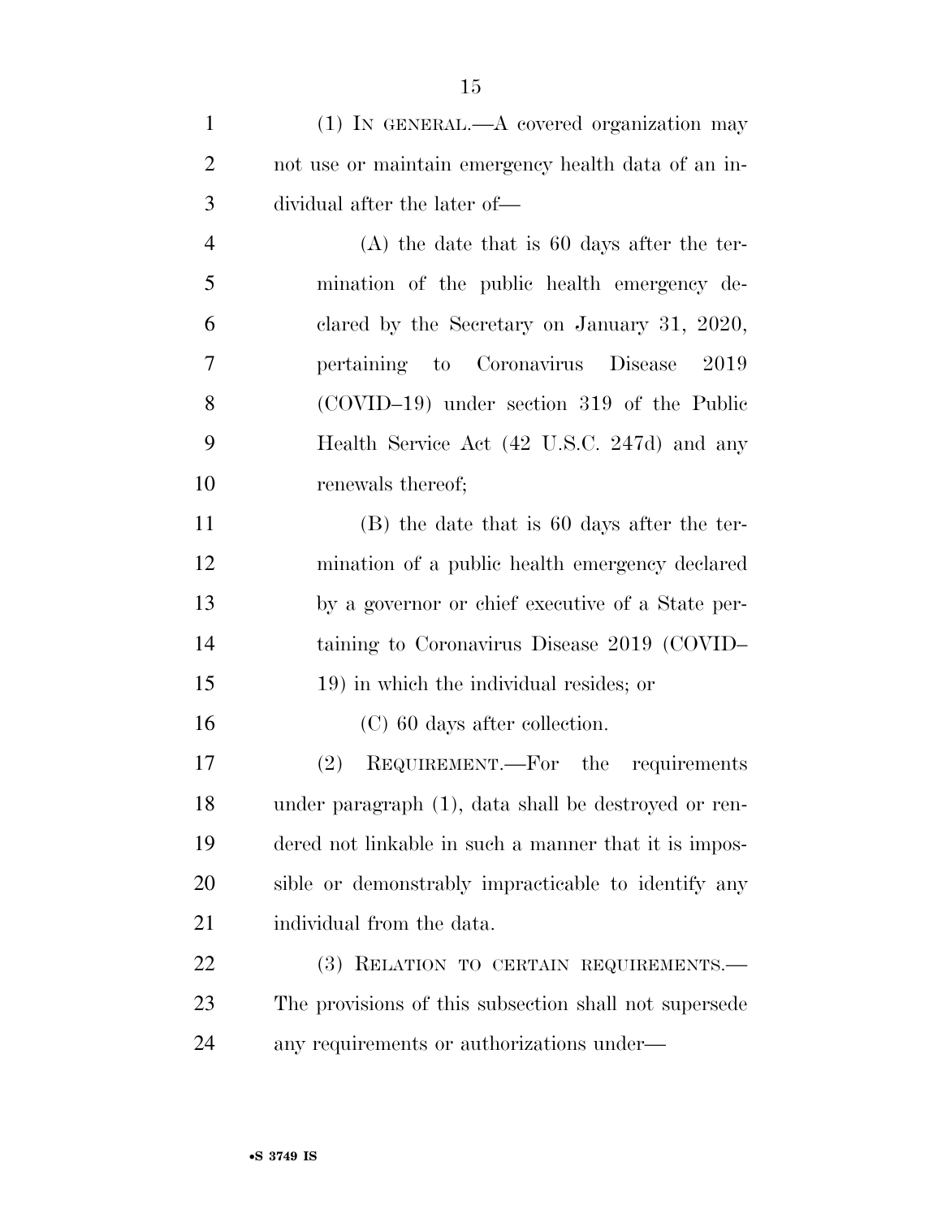(1) IN GENERAL.—A covered organization may not use or maintain emergency health data of an individual after the later of—

(A) the date that is 60 days after the termination of the public health emergency declared by the Secretary on January 31, 2020, pertaining to Coronavirus Disease 2019 (COVID–19) under section 319 of the Public Health Service Act (42 U.S.C. 247d) and any renewals thereof;

(B) the date that is 60 days after the termination of a public health emergency declared by a governor or chief executive of a State pertaining to Coronavirus Disease 2019 (COVID–19) in which the individual resides; or

(C) 60 days after collection.

(2) REQUIREMENT.—For the requirements under paragraph (1), data shall be destroyed or rendered not linkable in such a manner that it is impossible or demonstrably impracticable to identify any individual from the data.

(3) RELATION TO CERTAIN REQUIREMENTS.—The provisions of this subsection shall not supersede any requirements or authorizations under—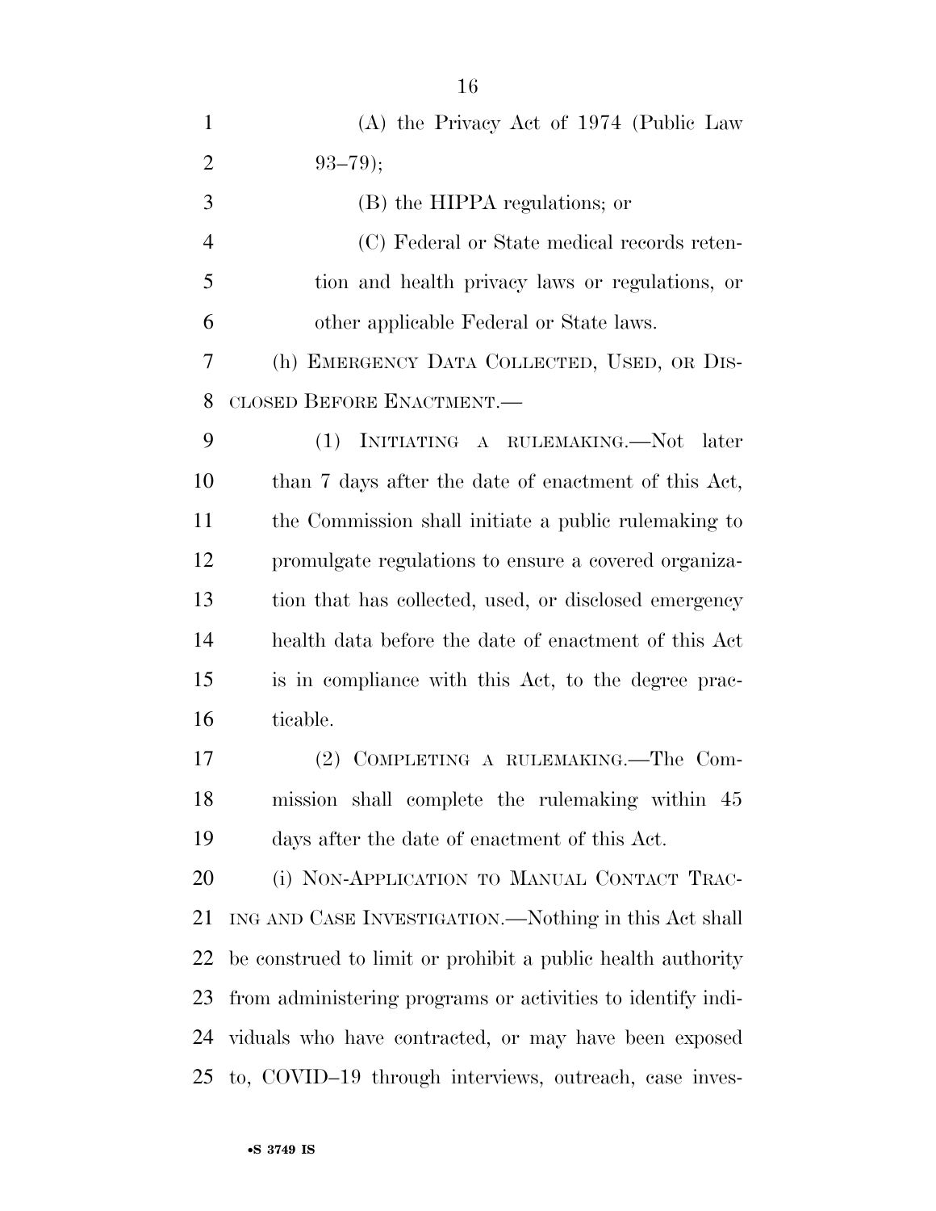(A) the Privacy Act of 1974 (Public Law 93–79);

(B) the HIPPA regulations; or

(C) Federal or State medical records retention and health privacy laws or regulations, or other applicable Federal or State laws.

(h) EMERGENCY DATA COLLECTED, USED, OR DISCLOSED BEFORE ENACTMENT.—

(1) INITIATING A RULEMAKING.—Not later than 7 days after the date of enactment of this Act, the Commission shall initiate a public rulemaking to promulgate regulations to ensure a covered organization that has collected, used, or disclosed emergency health data before the date of enactment of this Act is in compliance with this Act, to the degree practicable.

(2) COMPLETING A RULEMAKING.—The Commission shall complete the rulemaking within 45 days after the date of enactment of this Act.

(i) NON-APPLICATION TO MANUAL CONTACT TRACING AND CASE INVESTIGATION.—Nothing in this Act shall be construed to limit or prohibit a public health authority from administering programs or activities to identify individuals who have contracted, or may have been exposed to, COVID–19 through interviews, outreach, case inves-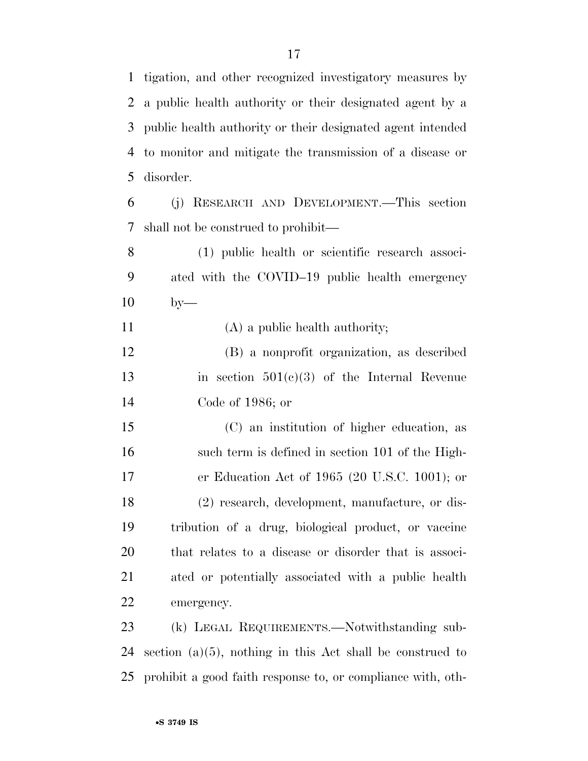tigation, and other recognized investigatory measures by a public health authority or their designated agent by a public health authority or their designated agent intended to monitor and mitigate the transmission of a disease or disorder.

(j) RESEARCH AND DEVELOPMENT.—This section shall not be construed to prohibit—

(1) public health or scientific research associated with the COVID–19 public health emergency by—

(A) a public health authority;

(B) a nonprofit organization, as described in section 501(c)(3) of the Internal Revenue Code of 1986; or

(C) an institution of higher education, as such term is defined in section 101 of the Higher Education Act of 1965 (20 U.S.C. 1001); or

(2) research, development, manufacture, or distribution of a drug, biological product, or vaccine that relates to a disease or disorder that is associated or potentially associated with a public health emergency.

(k) LEGAL REQUIREMENTS.—Notwithstanding subsection (a)(5), nothing in this Act shall be construed to prohibit a good faith response to, or compliance with, oth-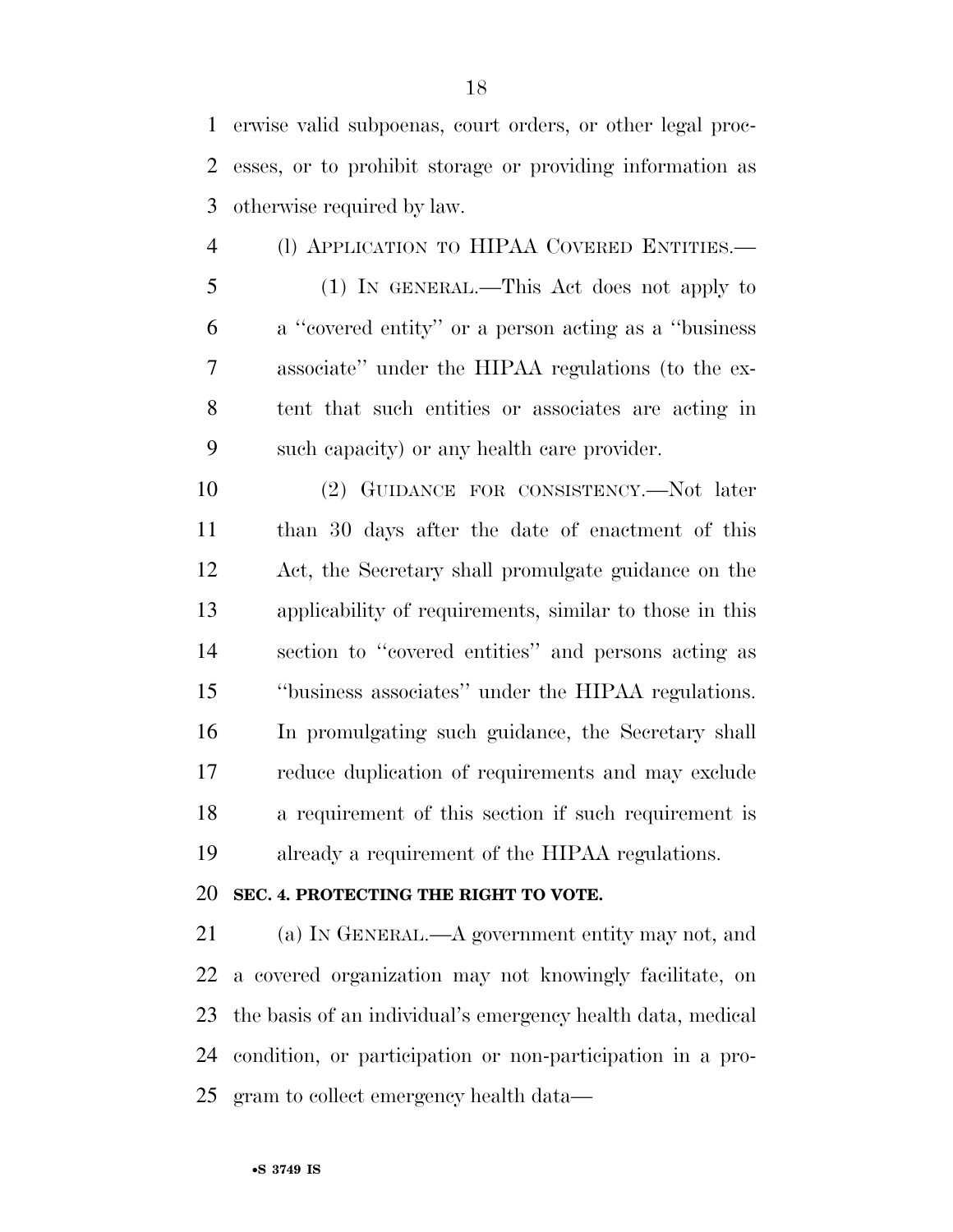erwise valid subpoenas, court orders, or other legal processes, or to prohibit storage or providing information as otherwise required by law.

(l) APPLICATION TO HIPAA COVERED ENTITIES.—

(1) IN GENERAL.—This Act does not apply to a "covered entity" or a person acting as a "business associate" under the HIPAA regulations (to the extent that such entities or associates are acting in such capacity) or any health care provider.

(2) GUIDANCE FOR CONSISTENCY.—Not later than 30 days after the date of enactment of this Act, the Secretary shall promulgate guidance on the applicability of requirements, similar to those in this section to "covered entities" and persons acting as "business associates" under the HIPAA regulations. In promulgating such guidance, the Secretary shall reduce duplication of requirements and may exclude a requirement of this section if such requirement is already a requirement of the HIPAA regulations.

**SEC. 4. PROTECTING THE RIGHT TO VOTE.**

(a) IN GENERAL.—A government entity may not, and a covered organization may not knowingly facilitate, on the basis of an individual's emergency health data, medical condition, or participation or non-participation in a program to collect emergency health data—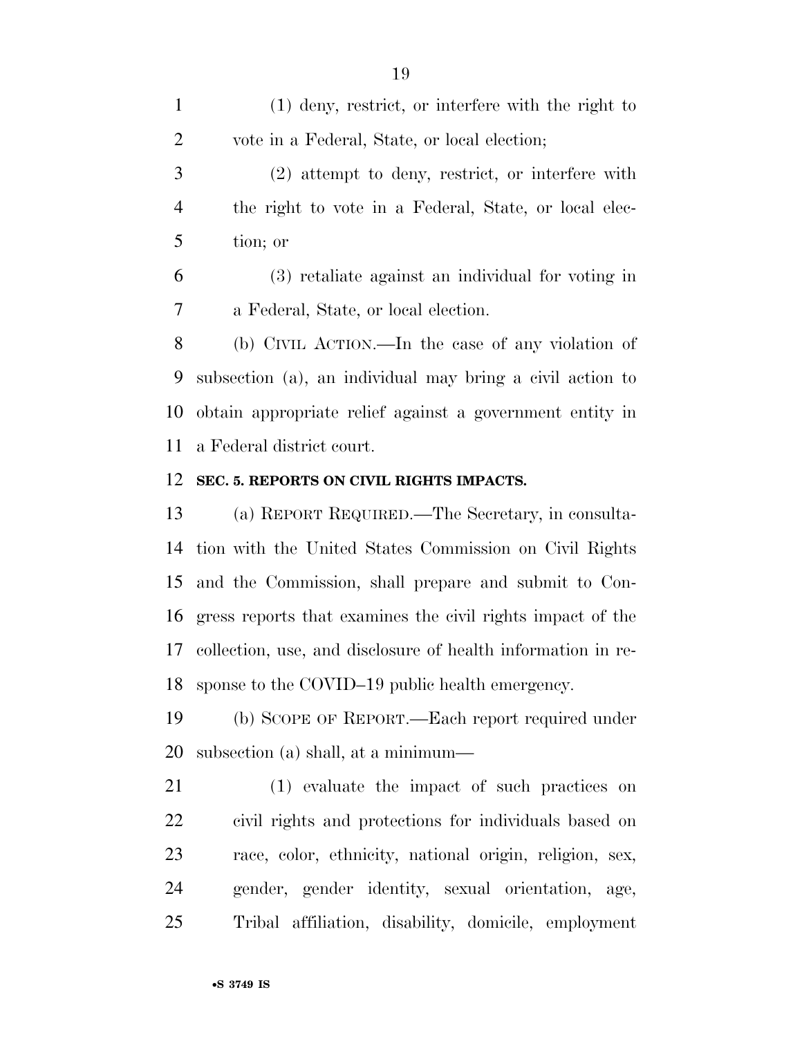(1) deny, restrict, or interfere with the right to vote in a Federal, State, or local election;

(2) attempt to deny, restrict, or interfere with the right to vote in a Federal, State, or local election; or

(3) retaliate against an individual for voting in a Federal, State, or local election.

(b) CIVIL ACTION.—In the case of any violation of subsection (a), an individual may bring a civil action to obtain appropriate relief against a government entity in a Federal district court.

**SEC. 5. REPORTS ON CIVIL RIGHTS IMPACTS.**

(a) REPORT REQUIRED.—The Secretary, in consultation with the United States Commission on Civil Rights and the Commission, shall prepare and submit to Congress reports that examines the civil rights impact of the collection, use, and disclosure of health information in response to the COVID–19 public health emergency.

(b) SCOPE OF REPORT.—Each report required under subsection (a) shall, at a minimum—

(1) evaluate the impact of such practices on civil rights and protections for individuals based on race, color, ethnicity, national origin, religion, sex, gender, gender identity, sexual orientation, age, Tribal affiliation, disability, domicile, employment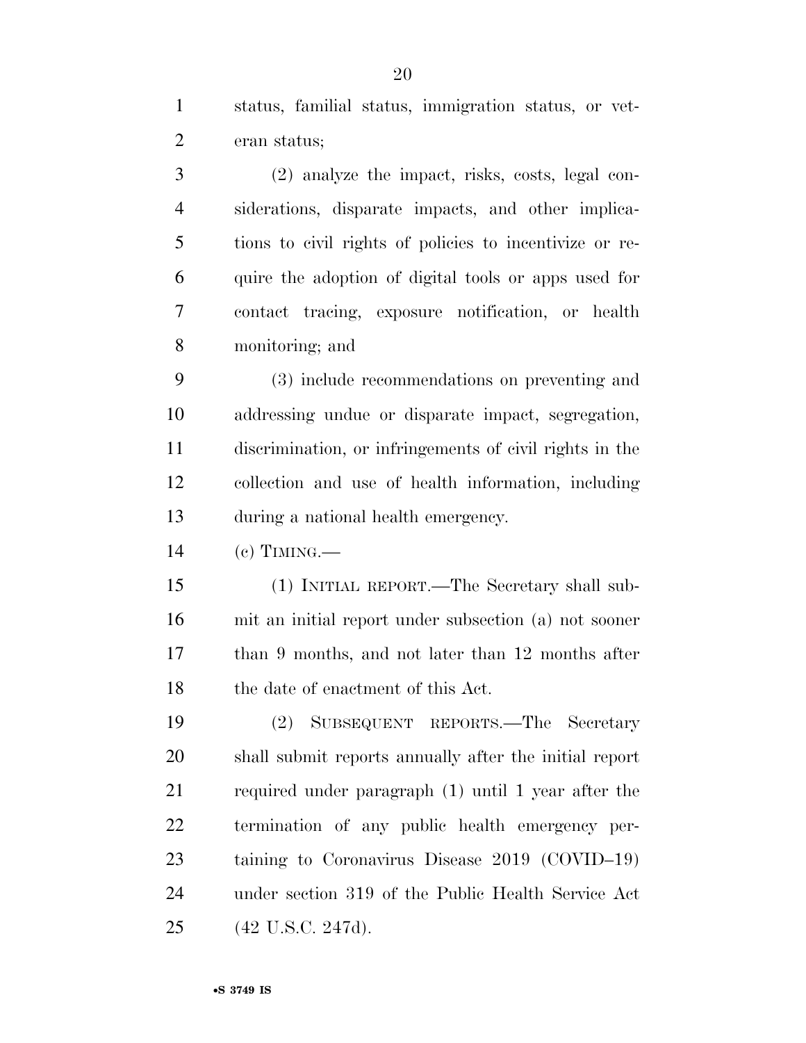status, familial status, immigration status, or veteran status;

(2) analyze the impact, risks, costs, legal considerations, disparate impacts, and other implications to civil rights of policies to incentivize or require the adoption of digital tools or apps used for contact tracing, exposure notification, or health monitoring; and

(3) include recommendations on preventing and addressing undue or disparate impact, segregation, discrimination, or infringements of civil rights in the collection and use of health information, including during a national health emergency.

(c) TIMING.—

(1) INITIAL REPORT.—The Secretary shall submit an initial report under subsection (a) not sooner than 9 months, and not later than 12 months after the date of enactment of this Act.

(2) SUBSEQUENT REPORTS.—The Secretary shall submit reports annually after the initial report required under paragraph (1) until 1 year after the termination of any public health emergency pertaining to Coronavirus Disease 2019 (COVID–19) under section 319 of the Public Health Service Act (42 U.S.C. 247d).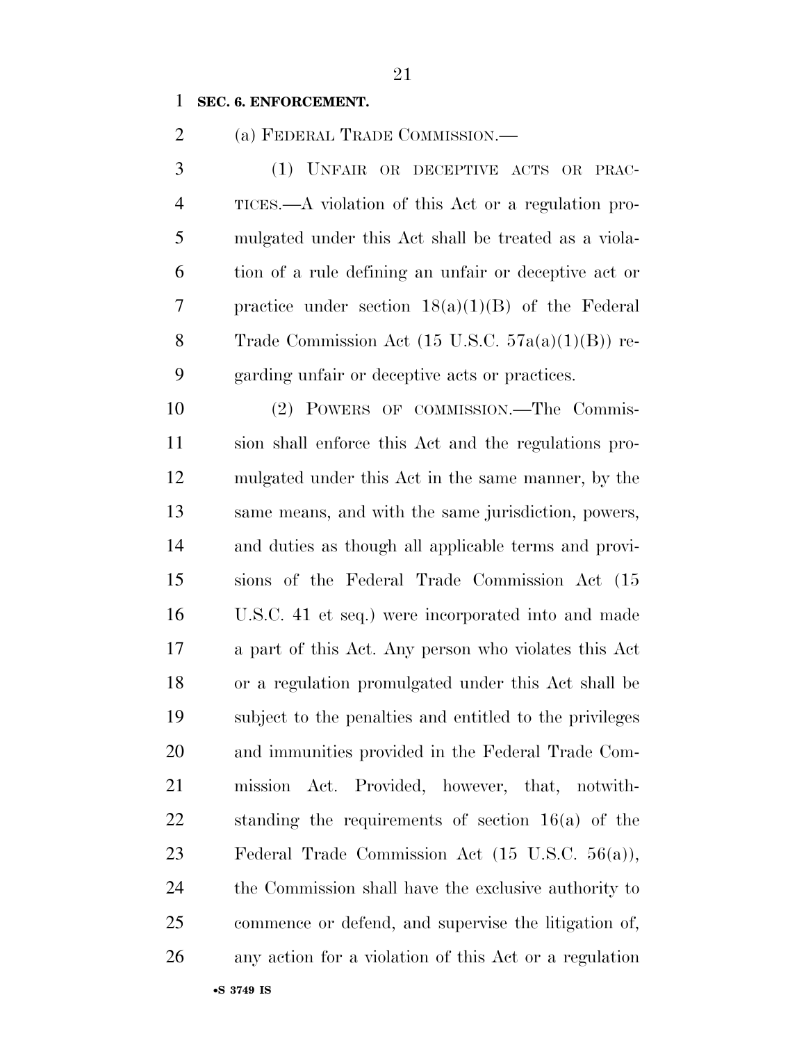**SEC. 6. ENFORCEMENT.**

(a) FEDERAL TRADE COMMISSION.—

(1) UNFAIR OR DECEPTIVE ACTS OR PRACTICES.—A violation of this Act or a regulation promulgated under this Act shall be treated as a violation of a rule defining an unfair or deceptive act or practice under section 18(a)(1)(B) of the Federal Trade Commission Act (15 U.S.C. 57a(a)(1)(B)) regarding unfair or deceptive acts or practices.

(2) POWERS OF COMMISSION.—The Commission shall enforce this Act and the regulations promulgated under this Act in the same manner, by the same means, and with the same jurisdiction, powers, and duties as though all applicable terms and provisions of the Federal Trade Commission Act (15 U.S.C. 41 et seq.) were incorporated into and made a part of this Act. Any person who violates this Act or a regulation promulgated under this Act shall be subject to the penalties and entitled to the privileges and immunities provided in the Federal Trade Commission Act. Provided, however, that, notwithstanding the requirements of section 16(a) of the Federal Trade Commission Act (15 U.S.C. 56(a)), the Commission shall have the exclusive authority to commence or defend, and supervise the litigation of, any action for a violation of this Act or a regulation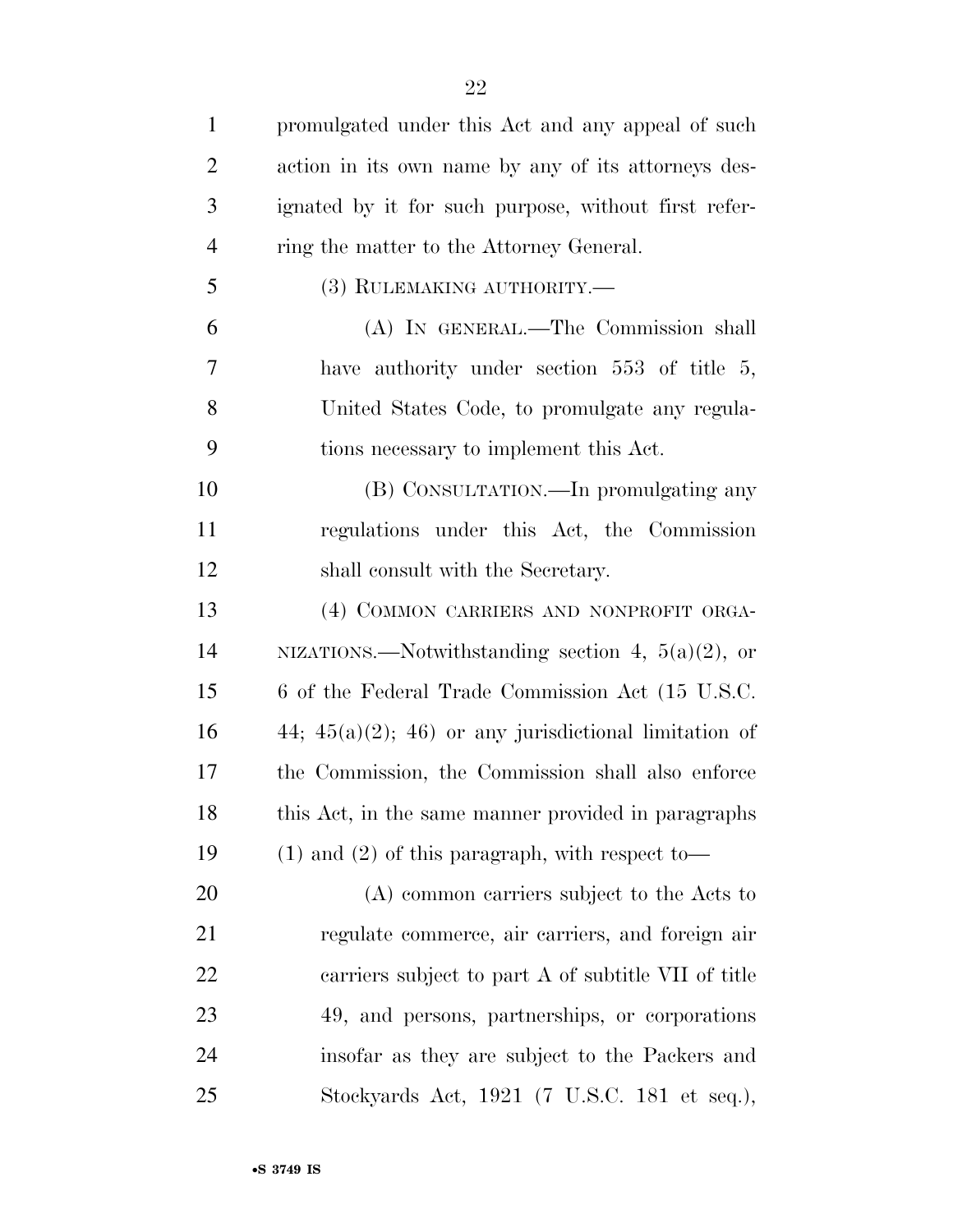promulgated under this Act and any appeal of such action in its own name by any of its attorneys designated by it for such purpose, without first referring the matter to the Attorney General.

(3) RULEMAKING AUTHORITY.—

(A) IN GENERAL.—The Commission shall have authority under section 553 of title 5, United States Code, to promulgate any regulations necessary to implement this Act.

(B) CONSULTATION.—In promulgating any regulations under this Act, the Commission shall consult with the Secretary.

(4) COMMON CARRIERS AND NONPROFIT ORGANIZATIONS.—Notwithstanding section 4, 5(a)(2), or 6 of the Federal Trade Commission Act (15 U.S.C. 44; 45(a)(2); 46) or any jurisdictional limitation of the Commission, the Commission shall also enforce this Act, in the same manner provided in paragraphs (1) and (2) of this paragraph, with respect to—

(A) common carriers subject to the Acts to regulate commerce, air carriers, and foreign air carriers subject to part A of subtitle VII of title 49, and persons, partnerships, or corporations insofar as they are subject to the Packers and Stockyards Act, 1921 (7 U.S.C. 181 et seq.),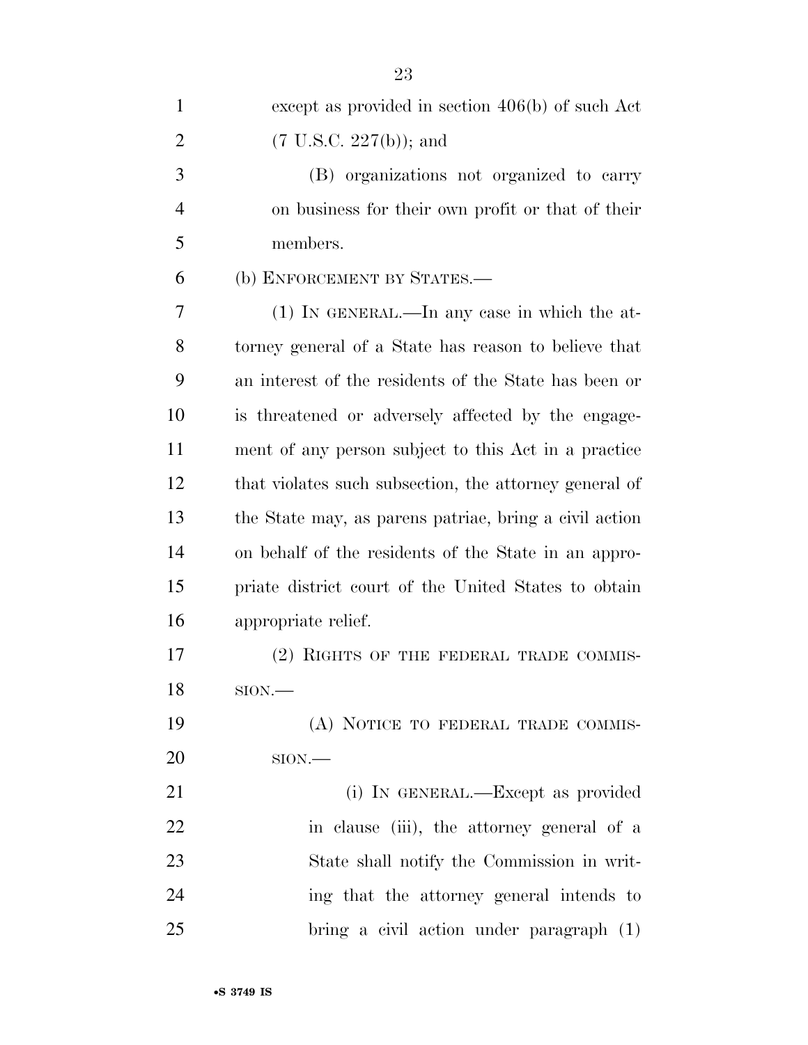except as provided in section 406(b) of such Act (7 U.S.C. 227(b)); and

(B) organizations not organized to carry on business for their own profit or that of their members.

(b) ENFORCEMENT BY STATES.—

(1) IN GENERAL.—In any case in which the attorney general of a State has reason to believe that an interest of the residents of the State has been or is threatened or adversely affected by the engagement of any person subject to this Act in a practice that violates such subsection, the attorney general of the State may, as parens patriae, bring a civil action on behalf of the residents of the State in an appropriate district court of the United States to obtain appropriate relief.

(2) RIGHTS OF THE FEDERAL TRADE COMMISSION.—

(A) NOTICE TO FEDERAL TRADE COMMISSION.—

(i) IN GENERAL.—Except as provided in clause (iii), the attorney general of a State shall notify the Commission in writing that the attorney general intends to bring a civil action under paragraph (1)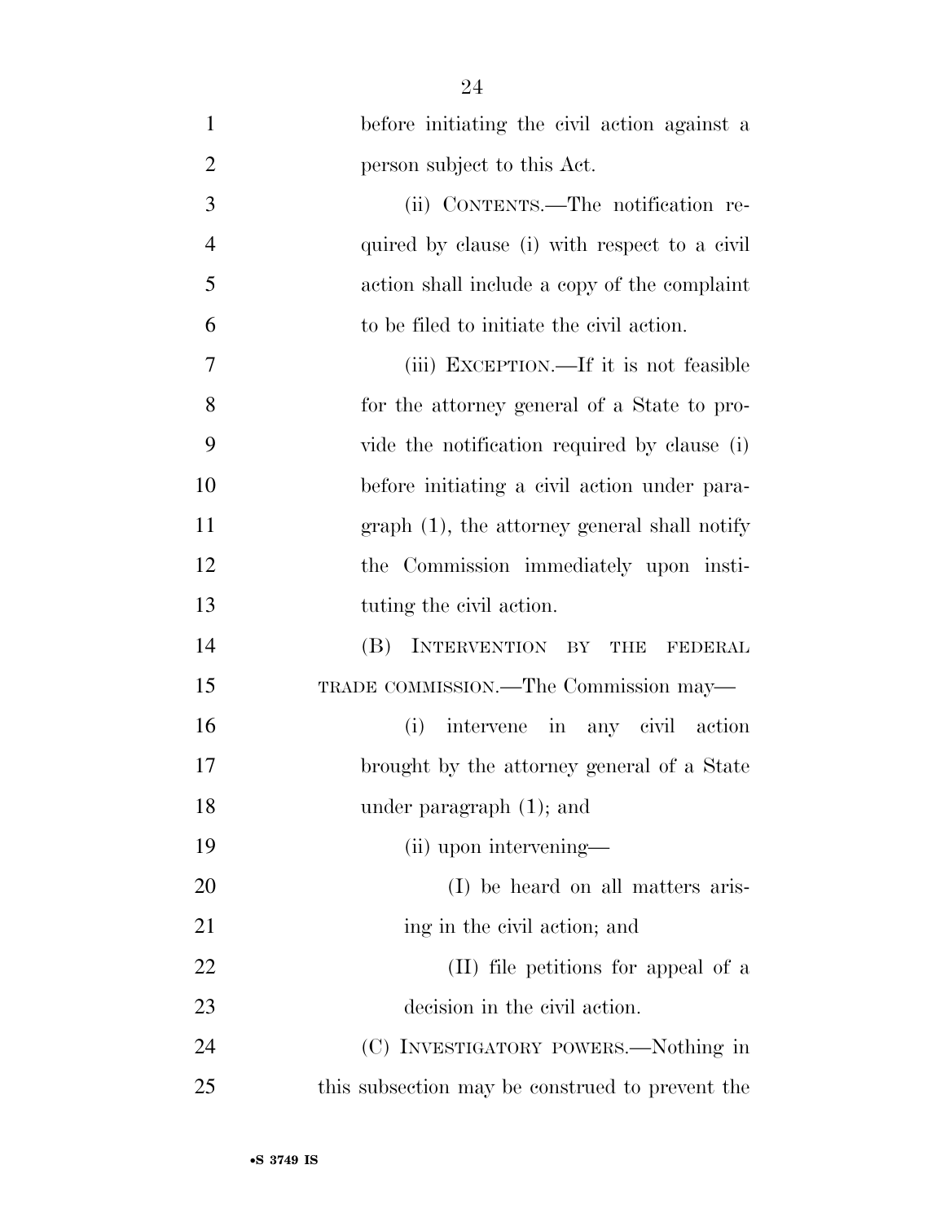before initiating the civil action against a person subject to this Act.

(ii) CONTENTS.—The notification required by clause (i) with respect to a civil action shall include a copy of the complaint to be filed to initiate the civil action.

(iii) EXCEPTION.—If it is not feasible for the attorney general of a State to provide the notification required by clause (i) before initiating a civil action under paragraph (1), the attorney general shall notify the Commission immediately upon instituting the civil action.

(B) INTERVENTION BY THE FEDERAL TRADE COMMISSION.—The Commission may—

(i) intervene in any civil action brought by the attorney general of a State under paragraph (1); and

(ii) upon intervening—

(I) be heard on all matters arising in the civil action; and

(II) file petitions for appeal of a decision in the civil action.

(C) INVESTIGATORY POWERS.—Nothing in this subsection may be construed to prevent the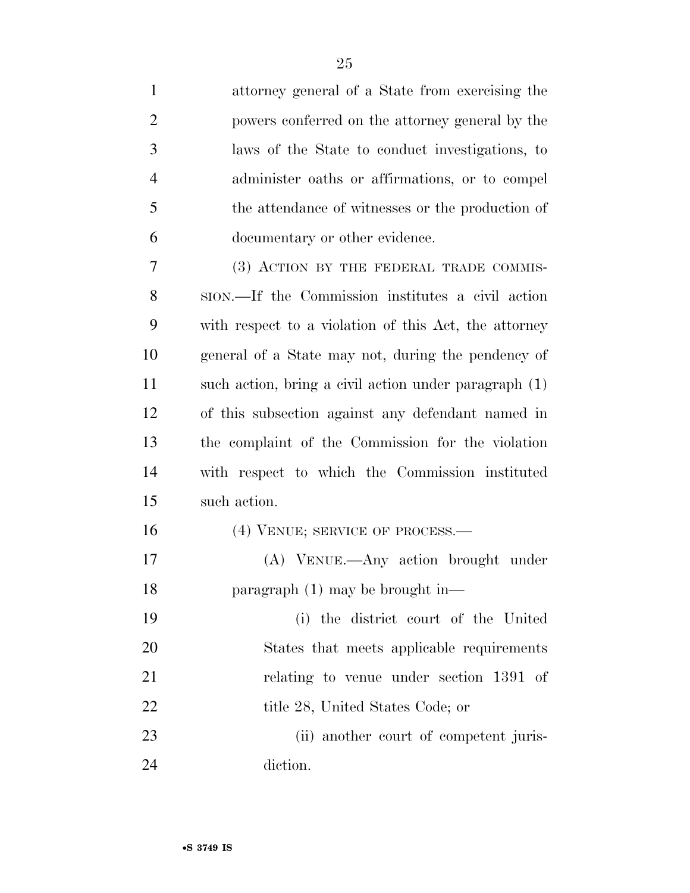attorney general of a State from exercising the powers conferred on the attorney general by the laws of the State to conduct investigations, to administer oaths or affirmations, or to compel the attendance of witnesses or the production of documentary or other evidence.

(3) ACTION BY THE FEDERAL TRADE COMMISSION.—If the Commission institutes a civil action with respect to a violation of this Act, the attorney general of a State may not, during the pendency of such action, bring a civil action under paragraph (1) of this subsection against any defendant named in the complaint of the Commission for the violation with respect to which the Commission instituted such action.

(4) VENUE; SERVICE OF PROCESS.—

(A) VENUE.—Any action brought under paragraph (1) may be brought in—

(i) the district court of the United States that meets applicable requirements relating to venue under section 1391 of title 28, United States Code; or

(ii) another court of competent jurisdiction.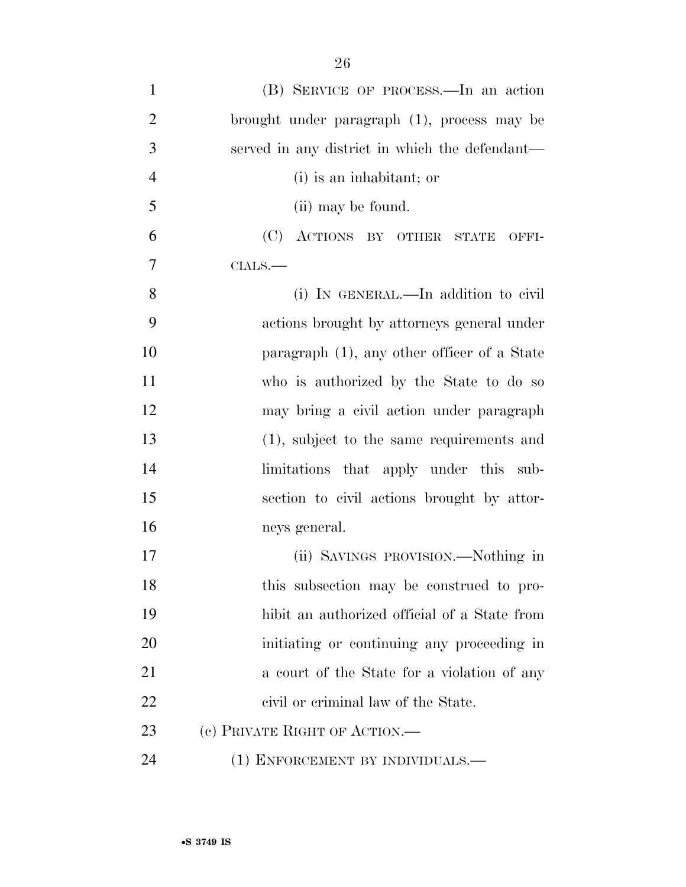(B) SERVICE OF PROCESS.—In an action brought under paragraph (1), process may be served in any district in which the defendant—

(i) is an inhabitant; or

(ii) may be found.

(C) ACTIONS BY OTHER STATE OFFICIALS.—

(i) IN GENERAL.—In addition to civil actions brought by attorneys general under paragraph (1), any other officer of a State who is authorized by the State to do so may bring a civil action under paragraph (1), subject to the same requirements and limitations that apply under this subsection to civil actions brought by attorneys general.

(ii) SAVINGS PROVISION.—Nothing in this subsection may be construed to prohibit an authorized official of a State from initiating or continuing any proceeding in a court of the State for a violation of any civil or criminal law of the State.

(c) PRIVATE RIGHT OF ACTION.—

(1) ENFORCEMENT BY INDIVIDUALS.—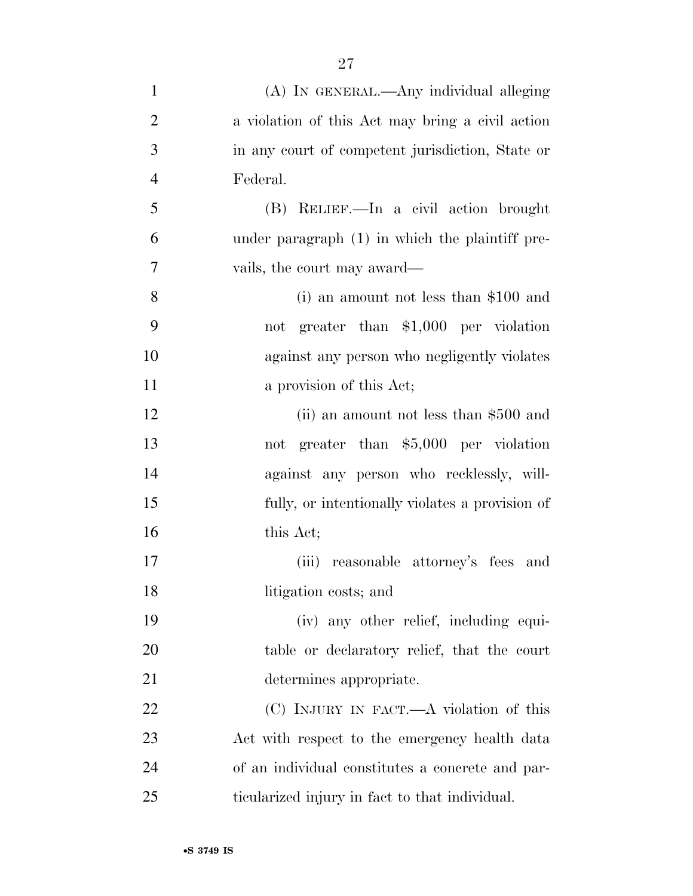(A) IN GENERAL.—Any individual alleging a violation of this Act may bring a civil action in any court of competent jurisdiction, State or Federal.

(B) RELIEF.—In a civil action brought under paragraph (1) in which the plaintiff prevails, the court may award—

(i) an amount not less than $100 and not greater than $1,000 per violation against any person who negligently violates a provision of this Act;

(ii) an amount not less than $500 and not greater than $5,000 per violation against any person who recklessly, willfully, or intentionally violates a provision of this Act;

(iii) reasonable attorney's fees and litigation costs; and

(iv) any other relief, including equitable or declaratory relief, that the court determines appropriate.

(C) INJURY IN FACT.—A violation of this Act with respect to the emergency health data of an individual constitutes a concrete and particularized injury in fact to that individual.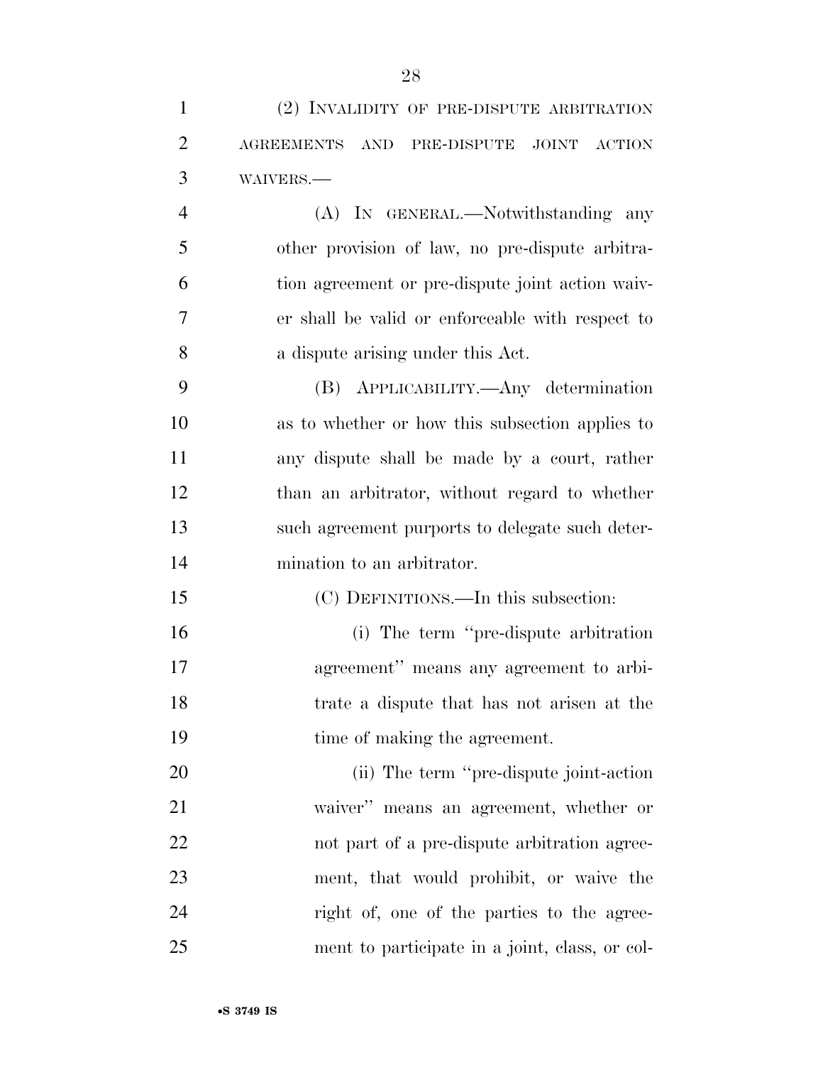(2) INVALIDITY OF PRE-DISPUTE ARBITRATION AGREEMENTS AND PRE-DISPUTE JOINT ACTION WAIVERS.—

(A) IN GENERAL.—Notwithstanding any other provision of law, no pre-dispute arbitration agreement or pre-dispute joint action waiver shall be valid or enforceable with respect to a dispute arising under this Act.

(B) APPLICABILITY.—Any determination as to whether or how this subsection applies to any dispute shall be made by a court, rather than an arbitrator, without regard to whether such agreement purports to delegate such determination to an arbitrator.

(C) DEFINITIONS.—In this subsection:

(i) The term ''pre-dispute arbitration agreement'' means any agreement to arbitrate a dispute that has not arisen at the time of making the agreement.

(ii) The term ''pre-dispute joint-action waiver'' means an agreement, whether or not part of a pre-dispute arbitration agreement, that would prohibit, or waive the right of, one of the parties to the agreement to participate in a joint, class, or col-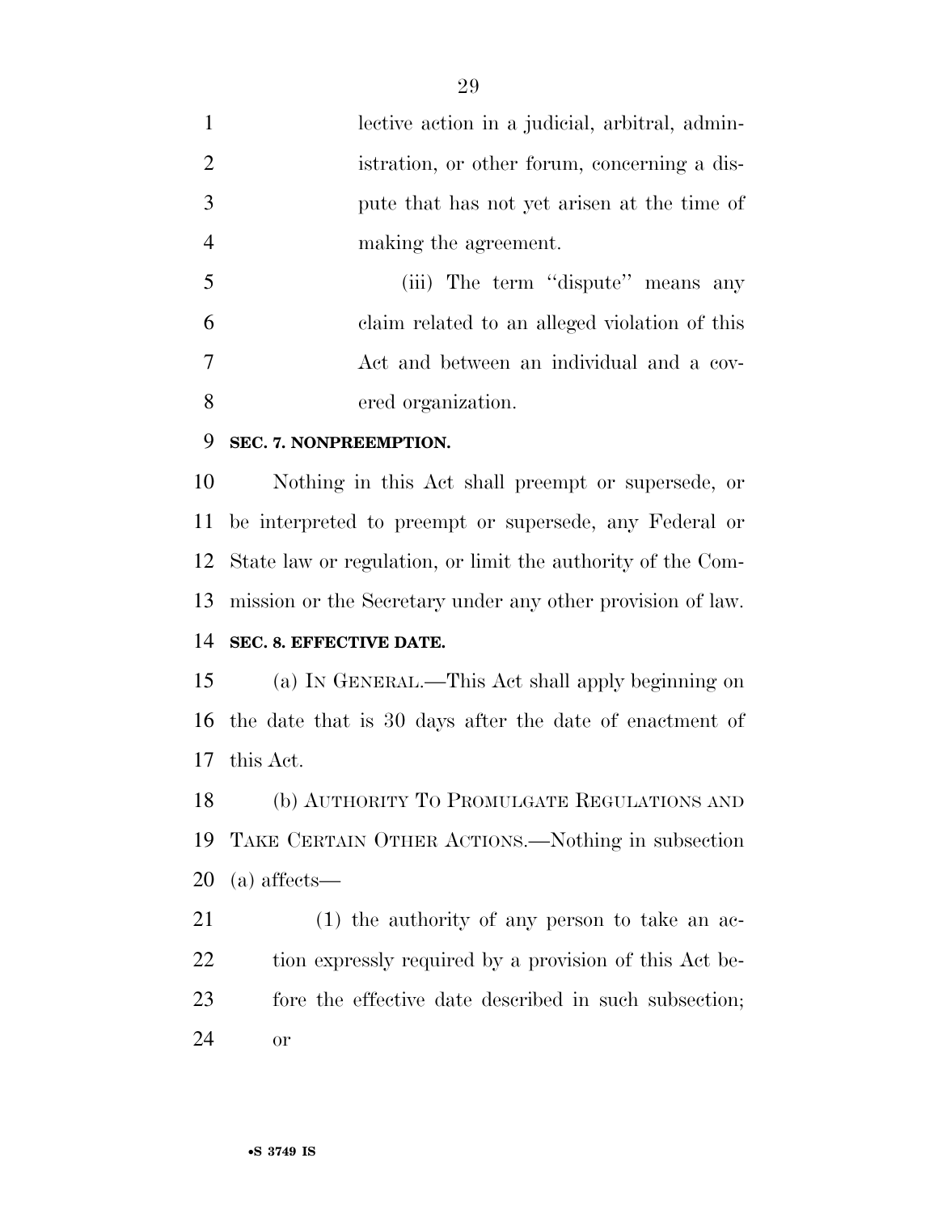lective action in a judicial, arbitral, administration, or other forum, concerning a dispute that has not yet arisen at the time of making the agreement.

(iii) The term ''dispute'' means any claim related to an alleged violation of this Act and between an individual and a covered organization.

**SEC. 7. NONPREEMPTION.**

Nothing in this Act shall preempt or supersede, or be interpreted to preempt or supersede, any Federal or State law or regulation, or limit the authority of the Commission or the Secretary under any other provision of law.

**SEC. 8. EFFECTIVE DATE.**

(a) IN GENERAL.—This Act shall apply beginning on the date that is 30 days after the date of enactment of this Act.

(b) AUTHORITY TO PROMULGATE REGULATIONS AND TAKE CERTAIN OTHER ACTIONS.—Nothing in subsection (a) affects—

(1) the authority of any person to take an action expressly required by a provision of this Act before the effective date described in such subsection; or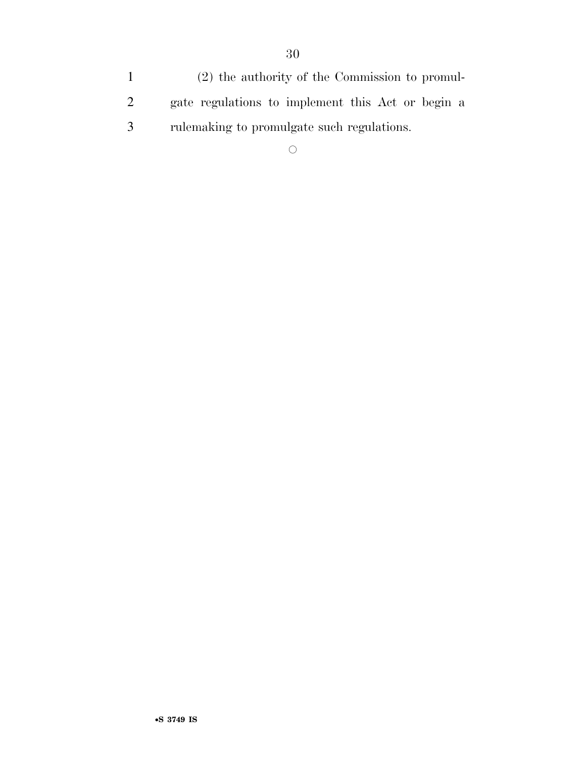(2) the authority of the Commission to promulgate regulations to implement this Act or begin a rulemaking to promulgate such regulations.

○